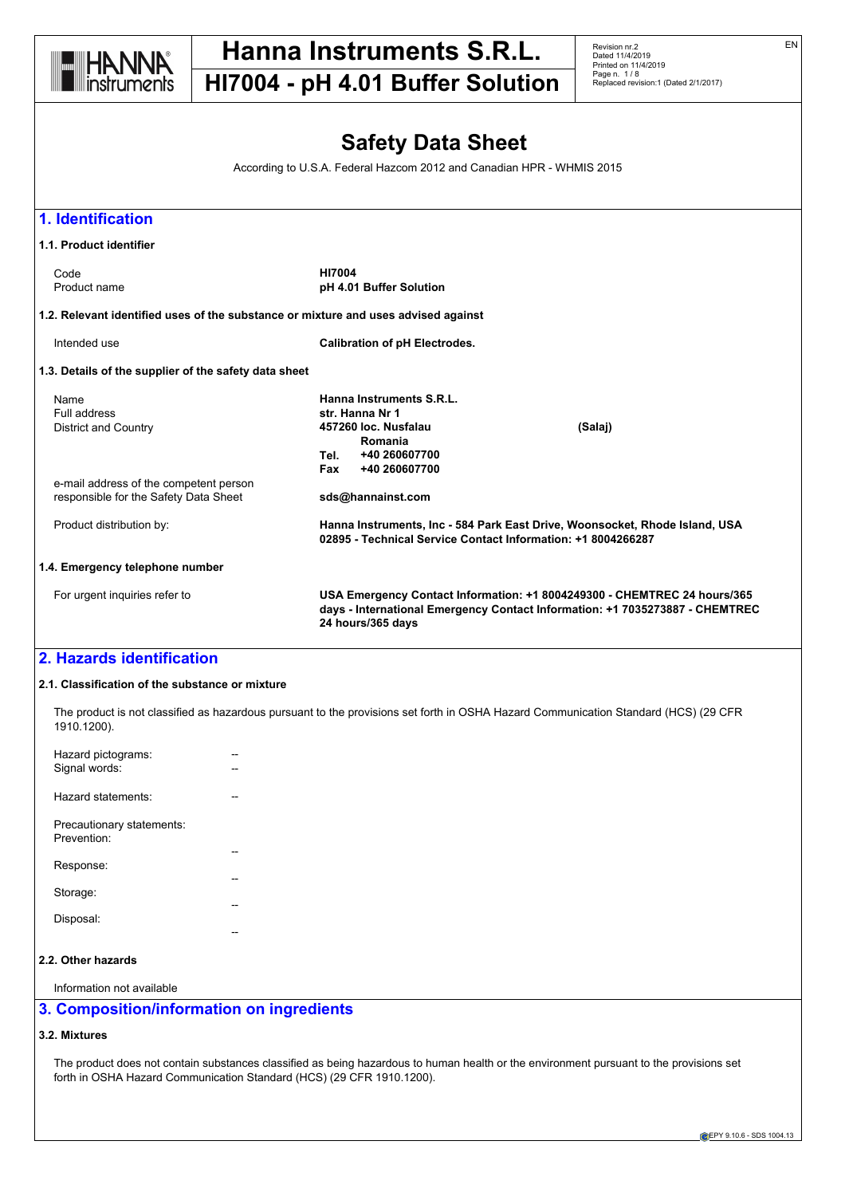# Hanna Instruments S.R.L.

## HI7004 - pH 4.01 Buffer Solution

# Safety Data Sheet

According to U.S.A. Federal Hazcom 2012 and Canadian HPR - WHMIS 2015

## 1. Identification

### 1.1. Product identifier

| | |
|---|---|
| Code | **HI7004** |
| Product name | **pH 4.01 Buffer Solution** |

### 1.2. Relevant identified uses of the substance or mixture and uses advised against

| | |
|---|---|
| Intended use | **Calibration of pH Electrodes.** |

### 1.3. Details of the supplier of the safety data sheet

| | |
|---|---|
| Name | **Hanna Instruments S.R.L.** |
| Full address | **str. Hanna Nr 1** |
| District and Country | **457260 loc. Nusfalau (Salaj) Romania** |
| | **Tel. +40 260607700** |
| | **Fax +40 260607700** |
| e-mail address of the competent person responsible for the Safety Data Sheet | **sds@hannainst.com** |
| Product distribution by: | **Hanna Instruments, Inc - 584 Park East Drive, Woonsocket, Rhode Island, USA 02895 - Technical Service Contact Information: +1 8004266287** |

### 1.4. Emergency telephone number

| | |
|---|---|
| For urgent inquiries refer to | **USA Emergency Contact Information: +1 8004249300 - CHEMTREC 24 hours/365 days - International Emergency Contact Information: +1 7035273887 - CHEMTREC 24 hours/365 days** |

## 2. Hazards identification

### 2.1. Classification of the substance or mixture

The product is not classified as hazardous pursuant to the provisions set forth in OSHA Hazard Communication Standard (HCS) (29 CFR 1910.1200).

| | |
|---|---|
| Hazard pictograms: | -- |
| Signal words: | -- |
| Hazard statements: | -- |
| Precautionary statements: | |
| Prevention: | -- |
| Response: | -- |
| Storage: | -- |
| Disposal: | -- |

### 2.2. Other hazards

Information not available

## 3. Composition/information on ingredients

### 3.2. Mixtures

The product does not contain substances classified as being hazardous to human health or the environment pursuant to the provisions set forth in OSHA Hazard Communication Standard (HCS) (29 CFR 1910.1200).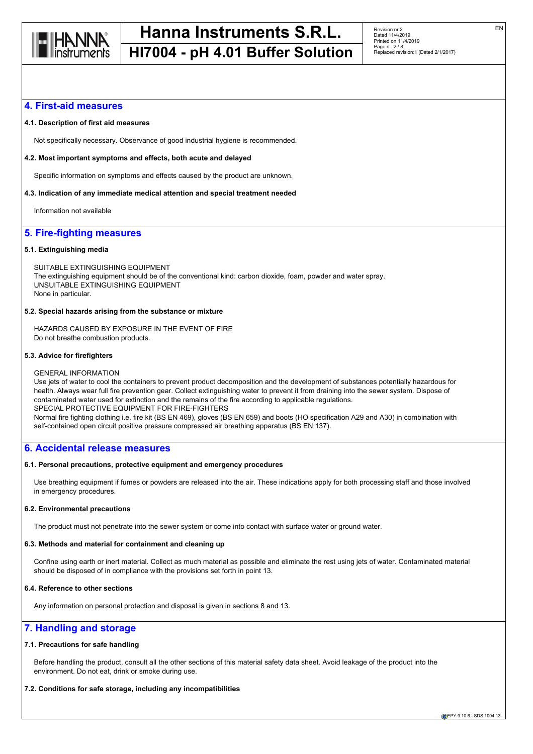## 4. First-aid measures

### 4.1. Description of first aid measures

Not specifically necessary. Observance of good industrial hygiene is recommended.

### 4.2. Most important symptoms and effects, both acute and delayed

Specific information on symptoms and effects caused by the product are unknown.

### 4.3. Indication of any immediate medical attention and special treatment needed

Information not available

## 5. Fire-fighting measures

### 5.1. Extinguishing media

SUITABLE EXTINGUISHING EQUIPMENT
The extinguishing equipment should be of the conventional kind: carbon dioxide, foam, powder and water spray.
UNSUITABLE EXTINGUISHING EQUIPMENT
None in particular.

### 5.2. Special hazards arising from the substance or mixture

HAZARDS CAUSED BY EXPOSURE IN THE EVENT OF FIRE
Do not breathe combustion products.

### 5.3. Advice for firefighters

GENERAL INFORMATION
Use jets of water to cool the containers to prevent product decomposition and the development of substances potentially hazardous for health. Always wear full fire prevention gear. Collect extinguishing water to prevent it from draining into the sewer system. Dispose of contaminated water used for extinction and the remains of the fire according to applicable regulations.
SPECIAL PROTECTIVE EQUIPMENT FOR FIRE-FIGHTERS
Normal fire fighting clothing i.e. fire kit (BS EN 469), gloves (BS EN 659) and boots (HO specification A29 and A30) in combination with self-contained open circuit positive pressure compressed air breathing apparatus (BS EN 137).

## 6. Accidental release measures

### 6.1. Personal precautions, protective equipment and emergency procedures

Use breathing equipment if fumes or powders are released into the air. These indications apply for both processing staff and those involved in emergency procedures.

### 6.2. Environmental precautions

The product must not penetrate into the sewer system or come into contact with surface water or ground water.

### 6.3. Methods and material for containment and cleaning up

Confine using earth or inert material. Collect as much material as possible and eliminate the rest using jets of water. Contaminated material should be disposed of in compliance with the provisions set forth in point 13.

### 6.4. Reference to other sections

Any information on personal protection and disposal is given in sections 8 and 13.

## 7. Handling and storage

### 7.1. Precautions for safe handling

Before handling the product, consult all the other sections of this material safety data sheet. Avoid leakage of the product into the environment. Do not eat, drink or smoke during use.

### 7.2. Conditions for safe storage, including any incompatibilities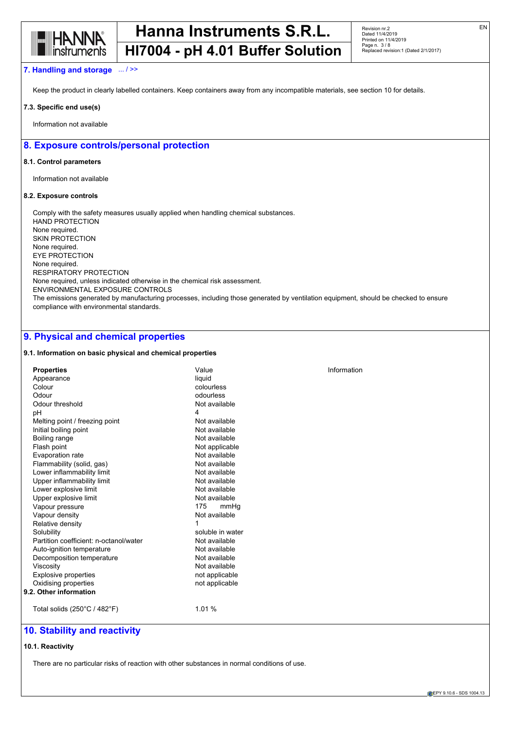## 7. Handling and storage ... / >>

Keep the product in clearly labelled containers. Keep containers away from any incompatible materials, see section 10 for details.

### 7.3. Specific end use(s)

Information not available

## 8. Exposure controls/personal protection

### 8.1. Control parameters

Information not available

### 8.2. Exposure controls

Comply with the safety measures usually applied when handling chemical substances.
HAND PROTECTION
None required.
SKIN PROTECTION
None required.
EYE PROTECTION
None required.
RESPIRATORY PROTECTION
None required, unless indicated otherwise in the chemical risk assessment.
ENVIRONMENTAL EXPOSURE CONTROLS
The emissions generated by manufacturing processes, including those generated by ventilation equipment, should be checked to ensure compliance with environmental standards.

## 9. Physical and chemical properties

### 9.1. Information on basic physical and chemical properties

| **Properties** | Value | Information |
|---|---|---|
| Appearance | liquid | |
| Colour | colourless | |
| Odour | odourless | |
| Odour threshold | Not available | |
| pH | 4 | |
| Melting point / freezing point | Not available | |
| Initial boiling point | Not available | |
| Boiling range | Not available | |
| Flash point | Not applicable | |
| Evaporation rate | Not available | |
| Flammability (solid, gas) | Not available | |
| Lower inflammability limit | Not available | |
| Upper inflammability limit | Not available | |
| Lower explosive limit | Not available | |
| Upper explosive limit | Not available | |
| Vapour pressure | 175 mmHg | |
| Vapour density | Not available | |
| Relative density | 1 | |
| Solubility | soluble in water | |
| Partition coefficient: n-octanol/water | Not available | |
| Auto-ignition temperature | Not available | |
| Decomposition temperature | Not available | |
| Viscosity | Not available | |
| Explosive properties | not applicable | |
| Oxidising properties | not applicable | |

### 9.2. Other information

| | |
|---|---|
| Total solids (250°C / 482°F) | 1.01 % |

## 10. Stability and reactivity

### 10.1. Reactivity

There are no particular risks of reaction with other substances in normal conditions of use.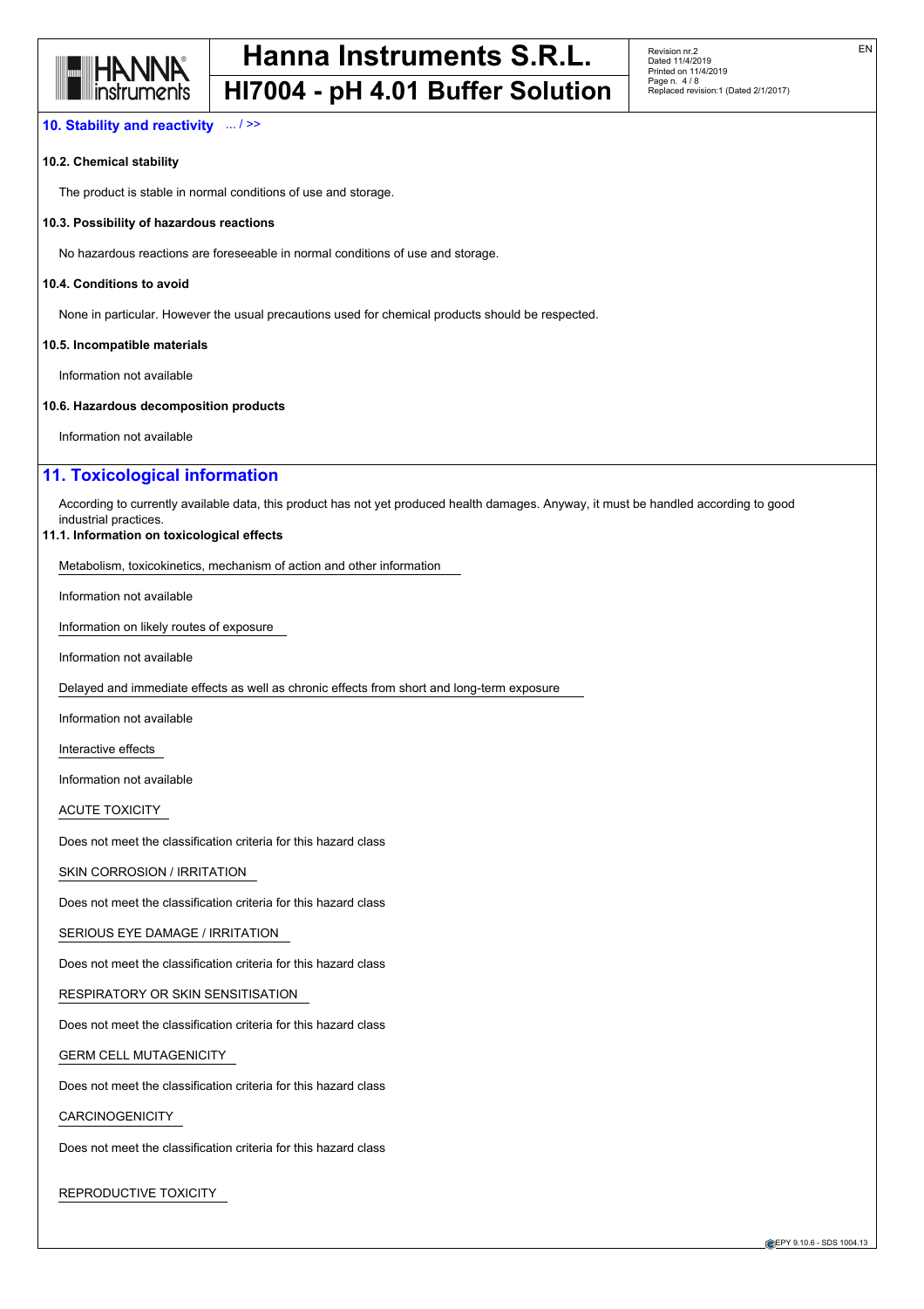## 10. Stability and reactivity ... / >>

### 10.2. Chemical stability

The product is stable in normal conditions of use and storage.

### 10.3. Possibility of hazardous reactions

No hazardous reactions are foreseeable in normal conditions of use and storage.

### 10.4. Conditions to avoid

None in particular. However the usual precautions used for chemical products should be respected.

### 10.5. Incompatible materials

Information not available

### 10.6. Hazardous decomposition products

Information not available

## 11. Toxicological information

According to currently available data, this product has not yet produced health damages. Anyway, it must be handled according to good industrial practices.

### 11.1. Information on toxicological effects

Metabolism, toxicokinetics, mechanism of action and other information

Information not available

Information on likely routes of exposure

Information not available

Delayed and immediate effects as well as chronic effects from short and long-term exposure

Information not available

Interactive effects

Information not available

ACUTE TOXICITY

Does not meet the classification criteria for this hazard class

SKIN CORROSION / IRRITATION

Does not meet the classification criteria for this hazard class

SERIOUS EYE DAMAGE / IRRITATION

Does not meet the classification criteria for this hazard class

RESPIRATORY OR SKIN SENSITISATION

Does not meet the classification criteria for this hazard class

GERM CELL MUTAGENICITY

Does not meet the classification criteria for this hazard class

CARCINOGENICITY

Does not meet the classification criteria for this hazard class

REPRODUCTIVE TOXICITY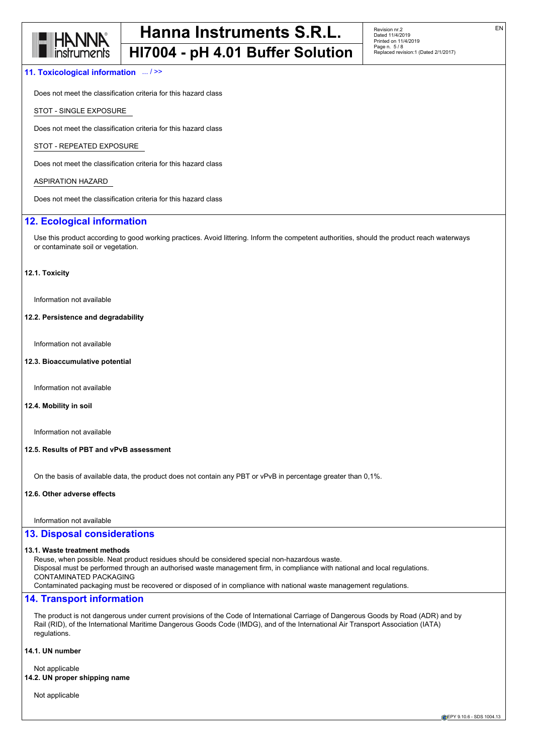## 11. Toxicological information ... / >>

Does not meet the classification criteria for this hazard class

STOT - SINGLE EXPOSURE

Does not meet the classification criteria for this hazard class

STOT - REPEATED EXPOSURE

Does not meet the classification criteria for this hazard class

ASPIRATION HAZARD

Does not meet the classification criteria for this hazard class

## 12. Ecological information

Use this product according to good working practices. Avoid littering. Inform the competent authorities, should the product reach waterways or contaminate soil or vegetation.

### 12.1. Toxicity

Information not available

### 12.2. Persistence and degradability

Information not available

### 12.3. Bioaccumulative potential

Information not available

### 12.4. Mobility in soil

Information not available

### 12.5. Results of PBT and vPvB assessment

On the basis of available data, the product does not contain any PBT or vPvB in percentage greater than 0,1%.

### 12.6. Other adverse effects

Information not available

## 13. Disposal considerations

### 13.1. Waste treatment methods

Reuse, when possible. Neat product residues should be considered special non-hazardous waste.
Disposal must be performed through an authorised waste management firm, in compliance with national and local regulations.
CONTAMINATED PACKAGING
Contaminated packaging must be recovered or disposed of in compliance with national waste management regulations.

## 14. Transport information

The product is not dangerous under current provisions of the Code of International Carriage of Dangerous Goods by Road (ADR) and by Rail (RID), of the International Maritime Dangerous Goods Code (IMDG), and of the International Air Transport Association (IATA) regulations.

### 14.1. UN number

Not applicable

### 14.2. UN proper shipping name

Not applicable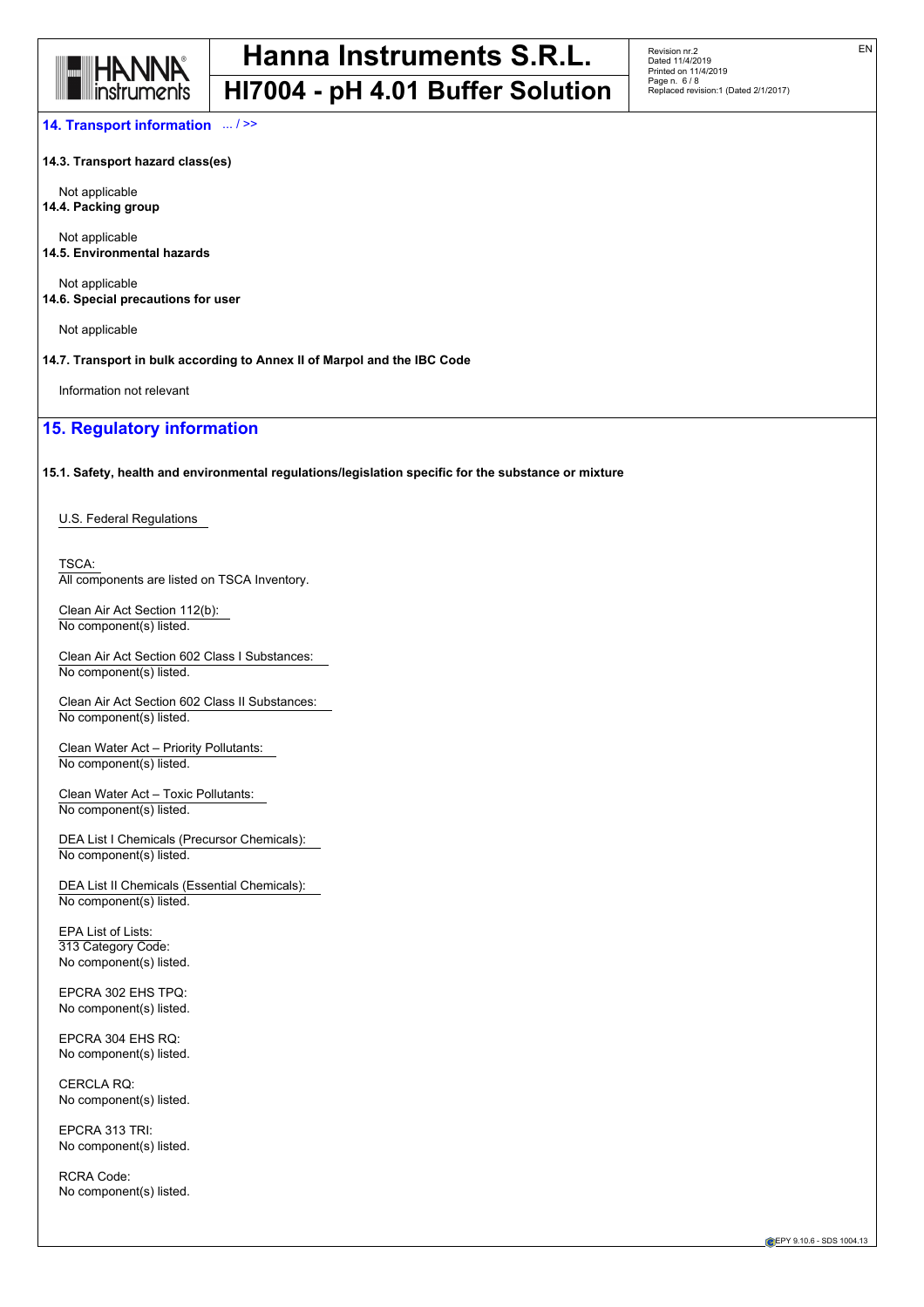## 14. Transport information ... / >>

**14.3. Transport hazard class(es)**

Not applicable

**14.4. Packing group**

Not applicable

**14.5. Environmental hazards**

Not applicable

**14.6. Special precautions for user**

Not applicable

**14.7. Transport in bulk according to Annex II of Marpol and the IBC Code**

Information not relevant

## 15. Regulatory information

**15.1. Safety, health and environmental regulations/legislation specific for the substance or mixture**

U.S. Federal Regulations

TSCA:
All components are listed on TSCA Inventory.

Clean Air Act Section 112(b):
No component(s) listed.

Clean Air Act Section 602 Class I Substances:
No component(s) listed.

Clean Air Act Section 602 Class II Substances:
No component(s) listed.

Clean Water Act – Priority Pollutants:
No component(s) listed.

Clean Water Act – Toxic Pollutants:
No component(s) listed.

DEA List I Chemicals (Precursor Chemicals):
No component(s) listed.

DEA List II Chemicals (Essential Chemicals):
No component(s) listed.

EPA List of Lists:
313 Category Code:
No component(s) listed.

EPCRA 302 EHS TPQ:
No component(s) listed.

EPCRA 304 EHS RQ:
No component(s) listed.

CERCLA RQ:
No component(s) listed.

EPCRA 313 TRI:
No component(s) listed.

RCRA Code:
No component(s) listed.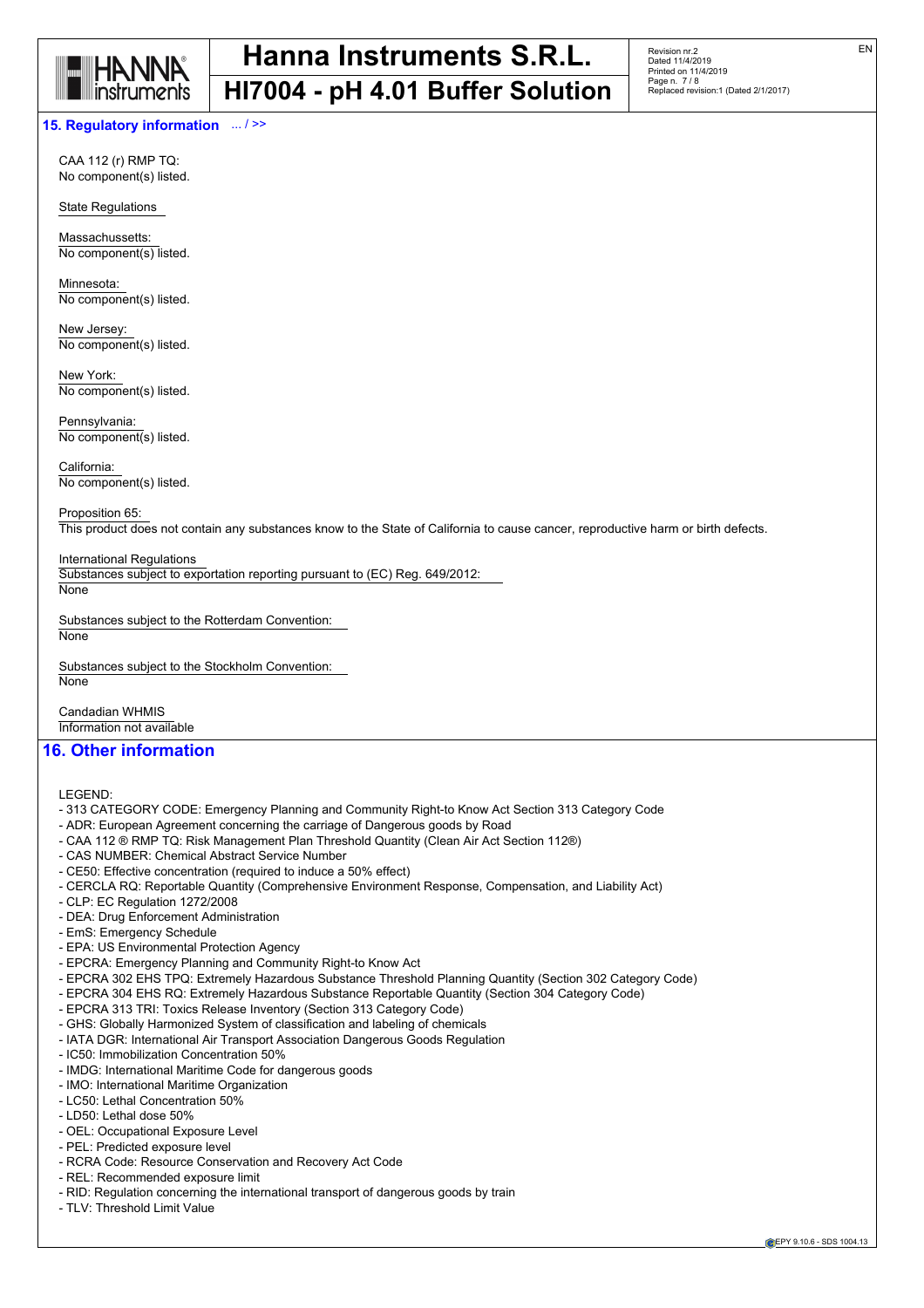## 15. Regulatory information ... / >>

CAA 112 (r) RMP TQ:
No component(s) listed.

State Regulations

Massachussetts:
No component(s) listed.

Minnesota:
No component(s) listed.

New Jersey:
No component(s) listed.

New York:
No component(s) listed.

Pennsylvania:
No component(s) listed.

California:
No component(s) listed.

Proposition 65:
This product does not contain any substances know to the State of California to cause cancer, reproductive harm or birth defects.

International Regulations
Substances subject to exportation reporting pursuant to (EC) Reg. 649/2012:
None

Substances subject to the Rotterdam Convention:
None

Substances subject to the Stockholm Convention:
None

Candadian WHMIS
Information not available

## 16. Other information

LEGEND:
- 313 CATEGORY CODE: Emergency Planning and Community Right-to Know Act Section 313 Category Code
- ADR: European Agreement concerning the carriage of Dangerous goods by Road
- CAA 112 ® RMP TQ: Risk Management Plan Threshold Quantity (Clean Air Act Section 112®)
- CAS NUMBER: Chemical Abstract Service Number
- CE50: Effective concentration (required to induce a 50% effect)
- CERCLA RQ: Reportable Quantity (Comprehensive Environment Response, Compensation, and Liability Act)
- CLP: EC Regulation 1272/2008
- DEA: Drug Enforcement Administration
- EmS: Emergency Schedule
- EPA: US Environmental Protection Agency
- EPCRA: Emergency Planning and Community Right-to Know Act
- EPCRA 302 EHS TPQ: Extremely Hazardous Substance Threshold Planning Quantity (Section 302 Category Code)
- EPCRA 304 EHS RQ: Extremely Hazardous Substance Reportable Quantity (Section 304 Category Code)
- EPCRA 313 TRI: Toxics Release Inventory (Section 313 Category Code)
- GHS: Globally Harmonized System of classification and labeling of chemicals
- IATA DGR: International Air Transport Association Dangerous Goods Regulation
- IC50: Immobilization Concentration 50%
- IMDG: International Maritime Code for dangerous goods
- IMO: International Maritime Organization
- LC50: Lethal Concentration 50%
- LD50: Lethal dose 50%
- OEL: Occupational Exposure Level
- PEL: Predicted exposure level
- RCRA Code: Resource Conservation and Recovery Act Code
- REL: Recommended exposure limit
- RID: Regulation concerning the international transport of dangerous goods by train
- TLV: Threshold Limit Value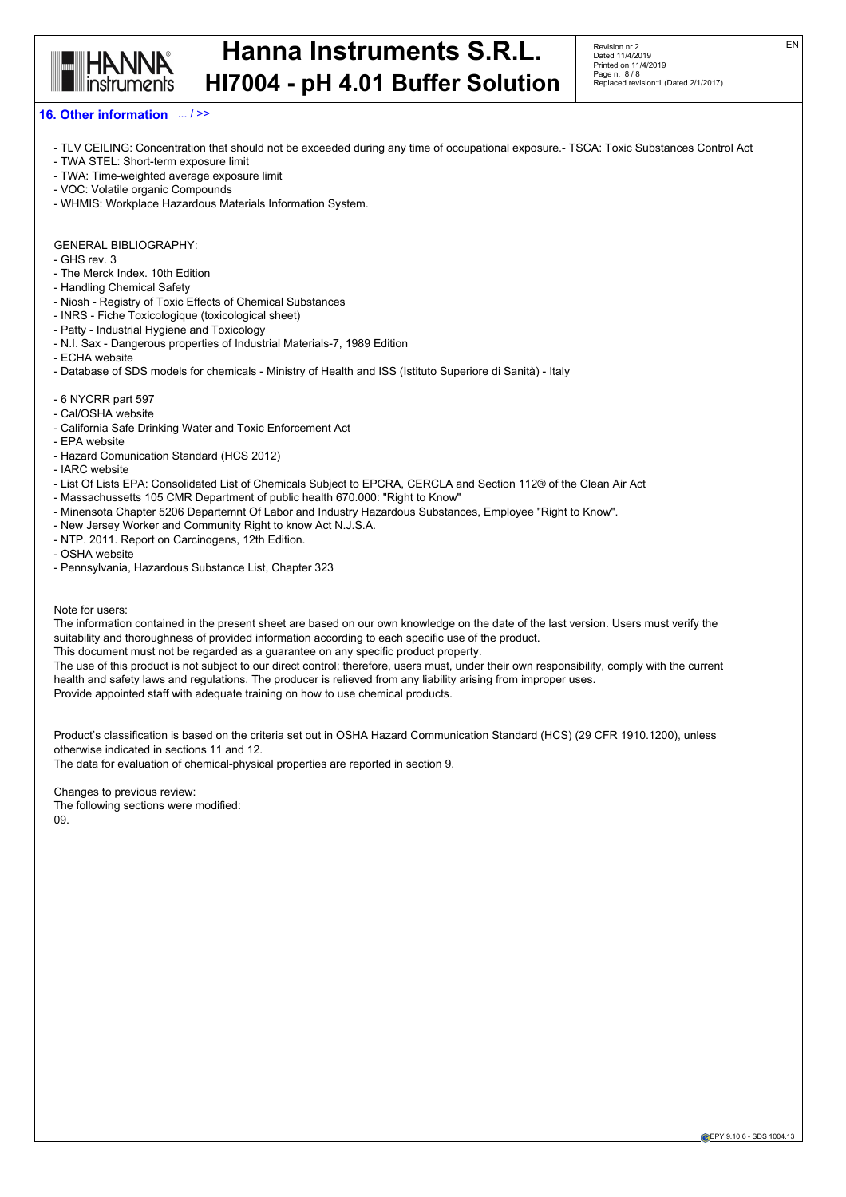## 16. Other information ... / >>

- TLV CEILING: Concentration that should not be exceeded during any time of occupational exposure.- TSCA: Toxic Substances Control Act
- TWA STEL: Short-term exposure limit
- TWA: Time-weighted average exposure limit
- VOC: Volatile organic Compounds
- WHMIS: Workplace Hazardous Materials Information System.

GENERAL BIBLIOGRAPHY:

- GHS rev. 3
- The Merck Index. 10th Edition
- Handling Chemical Safety
- Niosh - Registry of Toxic Effects of Chemical Substances
- INRS - Fiche Toxicologique (toxicological sheet)
- Patty - Industrial Hygiene and Toxicology
- N.I. Sax - Dangerous properties of Industrial Materials-7, 1989 Edition
- ECHA website
- Database of SDS models for chemicals - Ministry of Health and ISS (Istituto Superiore di Sanità) - Italy

- 6 NYCRR part 597
- Cal/OSHA website
- California Safe Drinking Water and Toxic Enforcement Act
- EPA website
- Hazard Comunication Standard (HCS 2012)
- IARC website
- List Of Lists EPA: Consolidated List of Chemicals Subject to EPCRA, CERCLA and Section 112® of the Clean Air Act
- Massachussetts 105 CMR Department of public health 670.000: "Right to Know"
- Minensota Chapter 5206 Departemnt Of Labor and Industry Hazardous Substances, Employee "Right to Know".
- New Jersey Worker and Community Right to know Act N.J.S.A.
- NTP. 2011. Report on Carcinogens, 12th Edition.
- OSHA website
- Pennsylvania, Hazardous Substance List, Chapter 323

Note for users:
The information contained in the present sheet are based on our own knowledge on the date of the last version. Users must verify the suitability and thoroughness of provided information according to each specific use of the product.
This document must not be regarded as a guarantee on any specific product property.
The use of this product is not subject to our direct control; therefore, users must, under their own responsibility, comply with the current health and safety laws and regulations. The producer is relieved from any liability arising from improper uses.
Provide appointed staff with adequate training on how to use chemical products.

Product's classification is based on the criteria set out in OSHA Hazard Communication Standard (HCS) (29 CFR 1910.1200), unless otherwise indicated in sections 11 and 12.
The data for evaluation of chemical-physical properties are reported in section 9.

Changes to previous review:
The following sections were modified:
09.